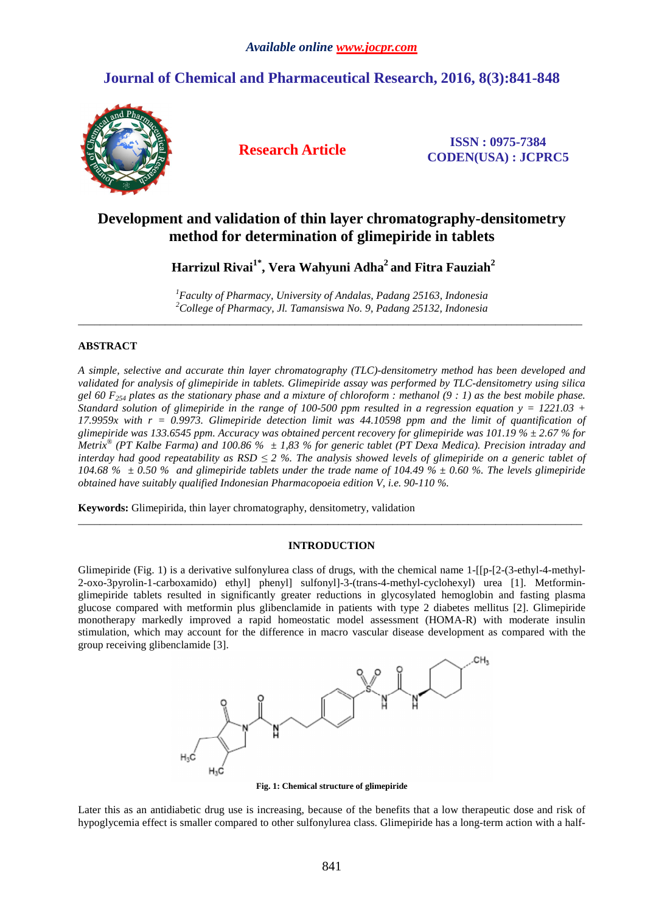# Development and validation of thin layer chromatography-densitometry method for determination of glimepiride in tablets

**Harrizul Rivai[1*], Vera Wahyuni Adha[2] and Fitra Fauziah[2]**

*[1]Faculty of Pharmacy, University of Andalas, Padang 25163, Indonesia*
*[2]College of Pharmacy, Jl. Tamansiswa No. 9, Padang 25132, Indonesia*

---

## ABSTRACT

*A simple, selective and accurate thin layer chromatography (TLC)-densitometry method has been developed and validated for analysis of glimepiride in tablets. Glimepiride assay was performed by TLC-densitometry using silica gel 60 $F_{254}$ plates as the stationary phase and a mixture of chloroform : methanol (9 : 1) as the best mobile phase. Standard solution of glimepiride in the range of 100-500 ppm resulted in a regression equation $y = 1221.03 + 17.9959x$ with $r = 0.9973$. Glimepiride detection limit was 44.10598 ppm and the limit of quantification of glimepiride was 133.6545 ppm. Accuracy was obtained percent recovery for glimepiride was 101.19 % ± 2.67 % for Metrix® (PT Kalbe Farma) and 100.86 % ± 1,83 % for generic tablet (PT Dexa Medica). Precision intraday and interday had good repeatability as RSD ≤ 2 %. The analysis showed levels of glimepiride on a generic tablet of 104.68 % ± 0.50 % and glimepiride tablets under the trade name of 104.49 % ± 0.60 %. The levels glimepiride obtained have suitably qualified Indonesian Pharmacopoeia edition V, i.e. 90-110 %.*

**Keywords:** Glimepirida, thin layer chromatography, densitometry, validation

---

## INTRODUCTION

Glimepiride (Fig. 1) is a derivative sulfonylurea class of drugs, with the chemical name 1-[[p-[2-(3-ethyl-4-methyl-2-oxo-3pyrolin-1-carboxamido) ethyl] phenyl] sulfonyl]-3-(trans-4-methyl-cyclohexyl) urea [1]. Metformin-glimepiride tablets resulted in significantly greater reductions in glycosylated hemoglobin and fasting plasma glucose compared with metformin plus glibenclamide in patients with type 2 diabetes mellitus [2]. Glimepiride monotherapy markedly improved a rapid homeostatic model assessment (HOMA-R) with moderate insulin stimulation, which may account for the difference in macro vascular disease development as compared with the group receiving glibenclamide [3].

**Fig. 1: Chemical structure of glimepiride**

Later this as an antidiabetic drug use is increasing, because of the benefits that a low therapeutic dose and risk of hypoglycemia effect is smaller compared to other sulfonylurea class. Glimepiride has a long-term action with a half-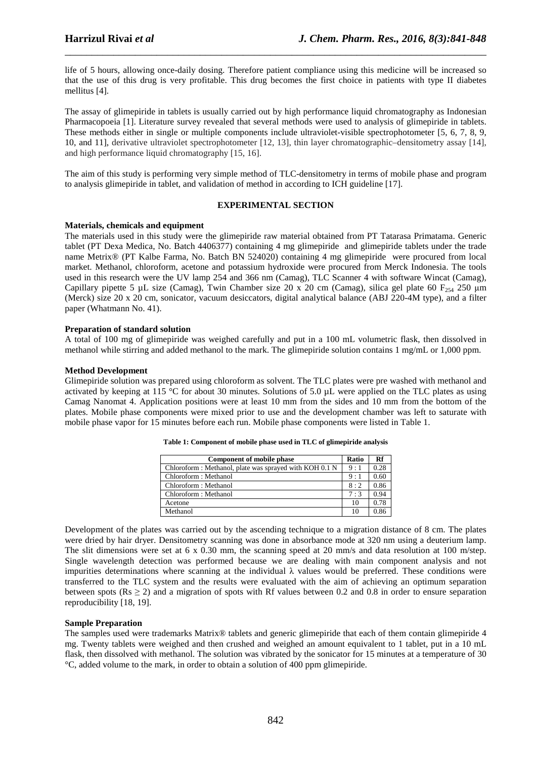life of 5 hours, allowing once-daily dosing. Therefore patient compliance using this medicine will be increased so that the use of this drug is very profitable. This drug becomes the first choice in patients with type II diabetes mellitus [4].

The assay of glimepiride in tablets is usually carried out by high performance liquid chromatography as Indonesian Pharmacopoeia [1]. Literature survey revealed that several methods were used to analysis of glimepiride in tablets. These methods either in single or multiple components include ultraviolet-visible spectrophotometer [5, 6, 7, 8, 9, 10, and 11], derivative ultraviolet spectrophotometer [12, 13], thin layer chromatographic–densitometry assay [14], and high performance liquid chromatography [15, 16].

The aim of this study is performing very simple method of TLC-densitometry in terms of mobile phase and program to analysis glimepiride in tablet, and validation of method in according to ICH guideline [17].

## EXPERIMENTAL SECTION

### Materials, chemicals and equipment

The materials used in this study were the glimepiride raw material obtained from PT Tatarasa Primatama. Generic tablet (PT Dexa Medica, No. Batch 4406377) containing 4 mg glimepiride and glimepiride tablets under the trade name Metrix® (PT Kalbe Farma, No. Batch BN 524020) containing 4 mg glimepiride were procured from local market. Methanol, chloroform, acetone and potassium hydroxide were procured from Merck Indonesia. The tools used in this research were the UV lamp 254 and 366 nm (Camag), TLC Scanner 4 with software Wincat (Camag), Capillary pipette 5 µL size (Camag), Twin Chamber size 20 x 20 cm (Camag), silica gel plate 60 $F_{254}$ 250 µm (Merck) size 20 x 20 cm, sonicator, vacuum desiccators, digital analytical balance (ABJ 220-4M type), and a filter paper (Whatmann No. 41).

### Preparation of standard solution

A total of 100 mg of glimepiride was weighed carefully and put in a 100 mL volumetric flask, then dissolved in methanol while stirring and added methanol to the mark. The glimepiride solution contains 1 mg/mL or 1,000 ppm.

### Method Development

Glimepiride solution was prepared using chloroform as solvent. The TLC plates were pre washed with methanol and activated by keeping at 115 °C for about 30 minutes. Solutions of 5.0 µL were applied on the TLC plates as using Camag Nanomat 4. Application positions were at least 10 mm from the sides and 10 mm from the bottom of the plates. Mobile phase components were mixed prior to use and the development chamber was left to saturate with mobile phase vapor for 15 minutes before each run. Mobile phase components were listed in Table 1.

**Table 1: Component of mobile phase used in TLC of glimepiride analysis**

| Component of mobile phase | Ratio | Rf |
|---|---|---|
| Chloroform : Methanol, plate was sprayed with KOH 0.1 N | 9 : 1 | 0.28 |
| Chloroform : Methanol | 9 : 1 | 0.60 |
| Chloroform : Methanol | 8 : 2 | 0.86 |
| Chloroform : Methanol | 7 : 3 | 0.94 |
| Acetone | 10 | 0.78 |
| Methanol | 10 | 0.86 |

Development of the plates was carried out by the ascending technique to a migration distance of 8 cm. The plates were dried by hair dryer. Densitometry scanning was done in absorbance mode at 320 nm using a deuterium lamp. The slit dimensions were set at 6 x 0.30 mm, the scanning speed at 20 mm/s and data resolution at 100 m/step. Single wavelength detection was performed because we are dealing with main component analysis and not impurities determinations where scanning at the individual λ values would be preferred. These conditions were transferred to the TLC system and the results were evaluated with the aim of achieving an optimum separation between spots ($Rs \geq 2$) and a migration of spots with Rf values between 0.2 and 0.8 in order to ensure separation reproducibility [18, 19].

### Sample Preparation

The samples used were trademarks Matrix® tablets and generic glimepiride that each of them contain glimepiride 4 mg. Twenty tablets were weighed and then crushed and weighed an amount equivalent to 1 tablet, put in a 10 mL flask, then dissolved with methanol. The solution was vibrated by the sonicator for 15 minutes at a temperature of 30 °C, added volume to the mark, in order to obtain a solution of 400 ppm glimepiride.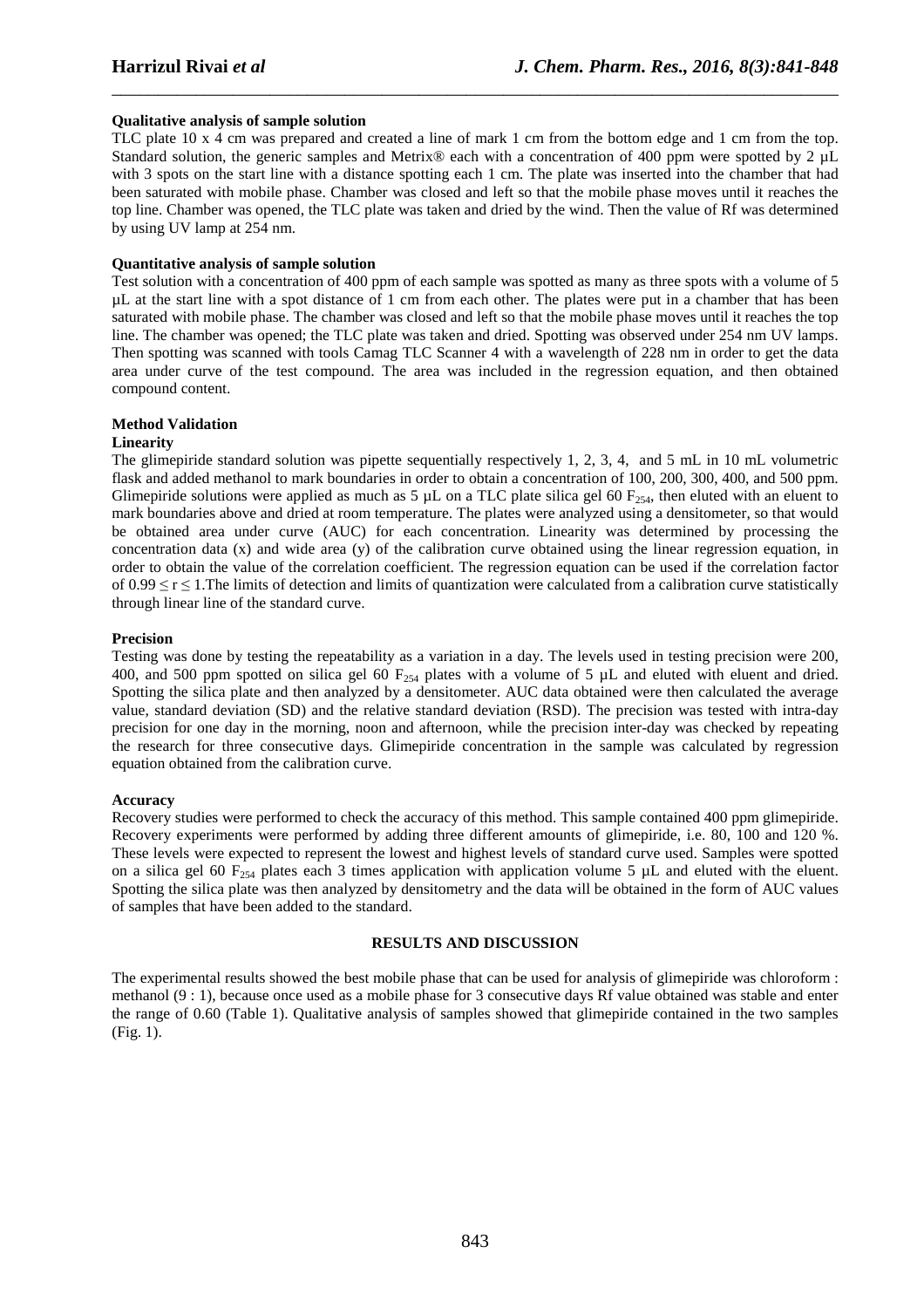**Qualitative analysis of sample solution**

TLC plate 10 x 4 cm was prepared and created a line of mark 1 cm from the bottom edge and 1 cm from the top. Standard solution, the generic samples and Metrix® each with a concentration of 400 ppm were spotted by 2 µL with 3 spots on the start line with a distance spotting each 1 cm. The plate was inserted into the chamber that had been saturated with mobile phase. Chamber was closed and left so that the mobile phase moves until it reaches the top line. Chamber was opened, the TLC plate was taken and dried by the wind. Then the value of Rf was determined by using UV lamp at 254 nm.

**Quantitative analysis of sample solution**

Test solution with a concentration of 400 ppm of each sample was spotted as many as three spots with a volume of 5 µL at the start line with a spot distance of 1 cm from each other. The plates were put in a chamber that has been saturated with mobile phase. The chamber was closed and left so that the mobile phase moves until it reaches the top line. The chamber was opened; the TLC plate was taken and dried. Spotting was observed under 254 nm UV lamps. Then spotting was scanned with tools Camag TLC Scanner 4 with a wavelength of 228 nm in order to get the data area under curve of the test compound. The area was included in the regression equation, and then obtained compound content.

**Method Validation**

**Linearity**

The glimepiride standard solution was pipette sequentially respectively 1, 2, 3, 4, and 5 mL in 10 mL volumetric flask and added methanol to mark boundaries in order to obtain a concentration of 100, 200, 300, 400, and 500 ppm. Glimepiride solutions were applied as much as 5 µL on a TLC plate silica gel 60 $F_{254}$, then eluted with an eluent to mark boundaries above and dried at room temperature. The plates were analyzed using a densitometer, so that would be obtained area under curve (AUC) for each concentration. Linearity was determined by processing the concentration data (x) and wide area (y) of the calibration curve obtained using the linear regression equation, in order to obtain the value of the correlation coefficient. The regression equation can be used if the correlation factor of $0.99 \leq r \leq 1$.The limits of detection and limits of quantization were calculated from a calibration curve statistically through linear line of the standard curve.

**Precision**

Testing was done by testing the repeatability as a variation in a day. The levels used in testing precision were 200, 400, and 500 ppm spotted on silica gel 60 $F_{254}$ plates with a volume of 5 µL and eluted with eluent and dried. Spotting the silica plate and then analyzed by a densitometer. AUC data obtained were then calculated the average value, standard deviation (SD) and the relative standard deviation (RSD). The precision was tested with intra-day precision for one day in the morning, noon and afternoon, while the precision inter-day was checked by repeating the research for three consecutive days. Glimepiride concentration in the sample was calculated by regression equation obtained from the calibration curve.

**Accuracy**

Recovery studies were performed to check the accuracy of this method. This sample contained 400 ppm glimepiride. Recovery experiments were performed by adding three different amounts of glimepiride, i.e. 80, 100 and 120 %. These levels were expected to represent the lowest and highest levels of standard curve used. Samples were spotted on a silica gel 60 $F_{254}$ plates each 3 times application with application volume 5 µL and eluted with the eluent. Spotting the silica plate was then analyzed by densitometry and the data will be obtained in the form of AUC values of samples that have been added to the standard.

## RESULTS AND DISCUSSION

The experimental results showed the best mobile phase that can be used for analysis of glimepiride was chloroform : methanol (9 : 1), because once used as a mobile phase for 3 consecutive days Rf value obtained was stable and enter the range of 0.60 (Table 1). Qualitative analysis of samples showed that glimepiride contained in the two samples (Fig. 1).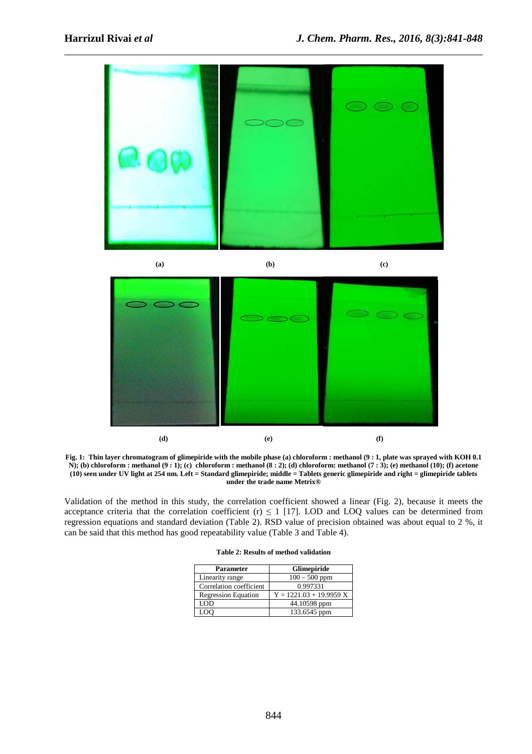(a) (b) (c)

(d) (e) (f)

**Fig. 1: Thin layer chromatogram of glimepiride with the mobile phase (a) chloroform : methanol (9 : 1, plate was sprayed with KOH 0.1 N); (b) chloroform : methanol (9 : 1); (c) chloroform : methanol (8 : 2); (d) chloroform: methanol (7 : 3); (e) methanol (10); (f) acetone (10) seen under UV light at 254 nm. Left = Standard glimepiride; middle = Tablets generic glimepiride and right = glimepiride tablets under the trade name Metrix®**

Validation of the method in this study, the correlation coefficient showed a linear (Fig. 2), because it meets the acceptance criteria that the correlation coefficient (r) $\leq$ 1 [17]. LOD and LOQ values can be determined from regression equations and standard deviation (Table 2). RSD value of precision obtained was about equal to 2 %, it can be said that this method has good repeatability value (Table 3 and Table 4).

**Table 2: Results of method validation**

| Parameter | Glimepiride |
|---|---|
| Linearity range | 100 – 500 ppm |
| Correlation coefficient | 0.997331 |
| Regression Equation | Y = 1221.03 + 19.9959 X |
| LOD | 44.10598 ppm |
| LOQ | 133.6545 ppm |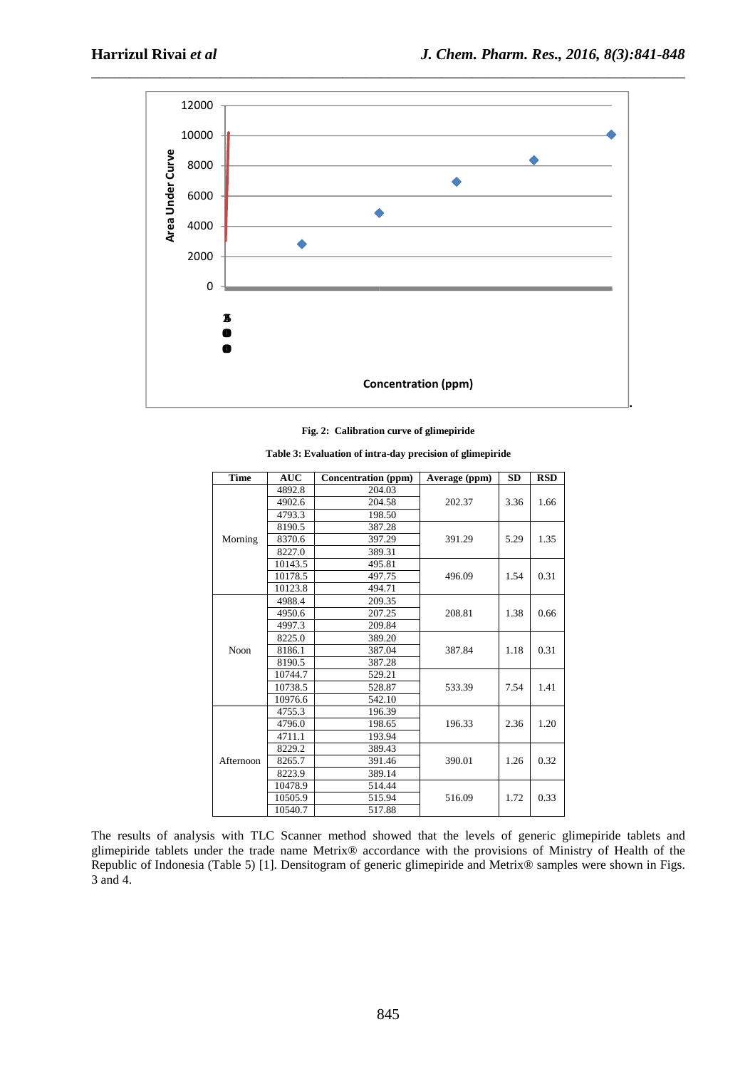Fig. 2: Calibration curve of glimepiride

Table 3: Evaluation of intra-day precision of glimepiride

| Time | AUC | Concentration (ppm) | Average (ppm) | SD | RSD |
|---|---|---|---|---|---|
| Morning | 4892.8 | 204.03 | 202.37 | 3.36 | 1.66 |
| | 4902.6 | 204.58 | | | |
| | 4793.3 | 198.50 | | | |
| | 8190.5 | 387.28 | 391.29 | 5.29 | 1.35 |
| | 8370.6 | 397.29 | | | |
| | 8227.0 | 389.31 | | | |
| | 10143.5 | 495.81 | 496.09 | 1.54 | 0.31 |
| | 10178.5 | 497.75 | | | |
| | 10123.8 | 494.71 | | | |
| Noon | 4988.4 | 209.35 | 208.81 | 1.38 | 0.66 |
| | 4950.6 | 207.25 | | | |
| | 4997.3 | 209.84 | | | |
| | 8225.0 | 389.20 | 387.84 | 1.18 | 0.31 |
| | 8186.1 | 387.04 | | | |
| | 8190.5 | 387.28 | | | |
| | 10744.7 | 529.21 | 533.39 | 7.54 | 1.41 |
| | 10738.5 | 528.87 | | | |
| | 10976.6 | 542.10 | | | |
| Afternoon | 4755.3 | 196.39 | 196.33 | 2.36 | 1.20 |
| | 4796.0 | 198.65 | | | |
| | 4711.1 | 193.94 | | | |
| | 8229.2 | 389.43 | 390.01 | 1.26 | 0.32 |
| | 8265.7 | 391.46 | | | |
| | 8223.9 | 389.14 | | | |
| | 10478.9 | 514.44 | 516.09 | 1.72 | 0.33 |
| | 10505.9 | 515.94 | | | |
| | 10540.7 | 517.88 | | | |

The results of analysis with TLC Scanner method showed that the levels of generic glimepiride tablets and glimepiride tablets under the trade name Metrix® accordance with the provisions of Ministry of Health of the Republic of Indonesia (Table 5) [1]. Densitogram of generic glimepiride and Metrix® samples were shown in Figs. 3 and 4.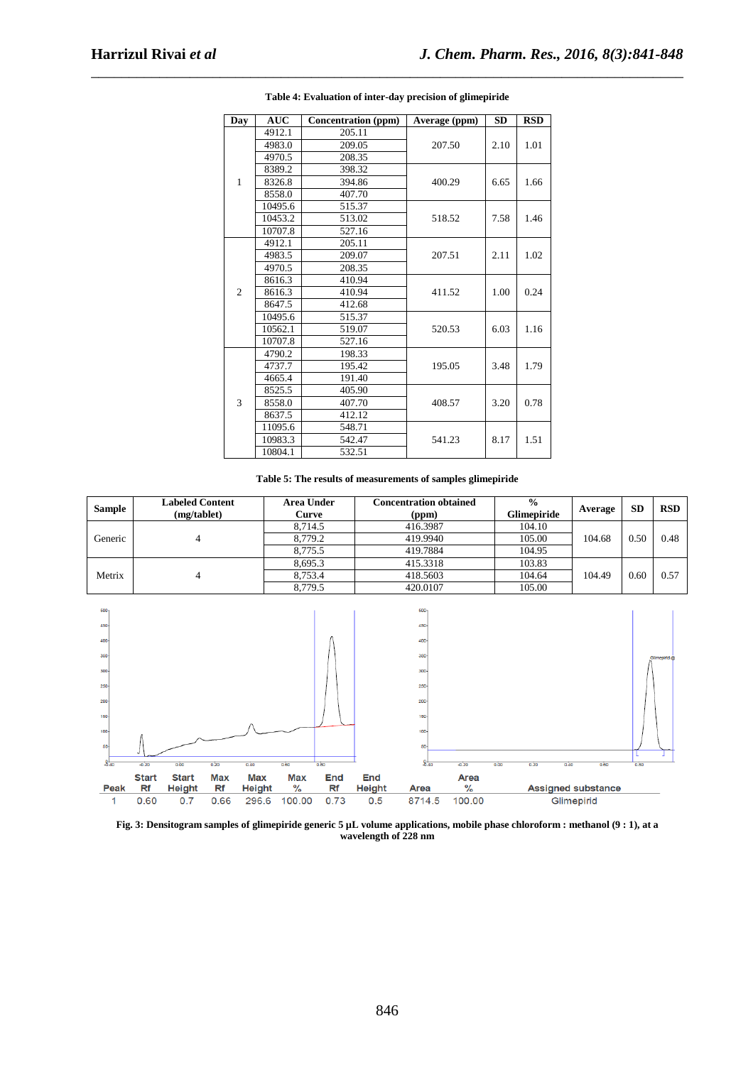**Table 4: Evaluation of inter-day precision of glimepiride**

| Day | AUC | Concentration (ppm) | Average (ppm) | SD | RSD |
|---|---|---|---|---|---|
| 1 | 4912.1 | 205.11 | 207.50 | 2.10 | 1.01 |
| | 4983.0 | 209.05 | | | |
| | 4970.5 | 208.35 | | | |
| | 8389.2 | 398.32 | 400.29 | 6.65 | 1.66 |
| | 8326.8 | 394.86 | | | |
| | 8558.0 | 407.70 | | | |
| | 10495.6 | 515.37 | 518.52 | 7.58 | 1.46 |
| | 10453.2 | 513.02 | | | |
| | 10707.8 | 527.16 | | | |
| 2 | 4912.1 | 205.11 | 207.51 | 2.11 | 1.02 |
| | 4983.5 | 209.07 | | | |
| | 4970.5 | 208.35 | | | |
| | 8616.3 | 410.94 | 411.52 | 1.00 | 0.24 |
| | 8616.3 | 410.94 | | | |
| | 8647.5 | 412.68 | | | |
| | 10495.6 | 515.37 | 520.53 | 6.03 | 1.16 |
| | 10562.1 | 519.07 | | | |
| | 10707.8 | 527.16 | | | |
| 3 | 4790.2 | 198.33 | 195.05 | 3.48 | 1.79 |
| | 4737.7 | 195.42 | | | |
| | 4665.4 | 191.40 | | | |
| | 8525.5 | 405.90 | 408.57 | 3.20 | 0.78 |
| | 8558.0 | 407.70 | | | |
| | 8637.5 | 412.12 | | | |
| | 11095.6 | 548.71 | 541.23 | 8.17 | 1.51 |
| | 10983.3 | 542.47 | | | |
| | 10804.1 | 532.51 | | | |

**Table 5: The results of measurements of samples glimepiride**

| Sample | Labeled Content (mg/tablet) | Area Under Curve | Concentration obtained (ppm) | % Glimepiride | Average | SD | RSD |
|---|---|---|---|---|---|---|---|
| Generic | 4 | 8,714.5 | 416.3987 | 104.10 | 104.68 | 0.50 | 0.48 |
| | | 8,779.2 | 419.9940 | 105.00 | | | |
| | | 8,775.5 | 419.7884 | 104.95 | | | |
| Metrix | 4 | 8,695.3 | 415.3318 | 103.83 | 104.49 | 0.60 | 0.57 |
| | | 8,753.4 | 418.5603 | 104.64 | | | |
| | | 8,779.5 | 420.0107 | 105.00 | | | |

| Peak | Start Rf | Start Height | Max Rf | Max Height | Max % | End Rf | End Height | Area | Area % | Assigned substance |
|---|---|---|---|---|---|---|---|---|---|---|
| 1 | 0.60 | 0.7 | 0.66 | 296.6 | 100.00 | 0.73 | 0.5 | 8714.5 | 100.00 | Glimepirid |

**Fig. 3: Densitogram samples of glimepiride generic 5 µL volume applications, mobile phase chloroform : methanol (9 : 1), at a wavelength of 228 nm**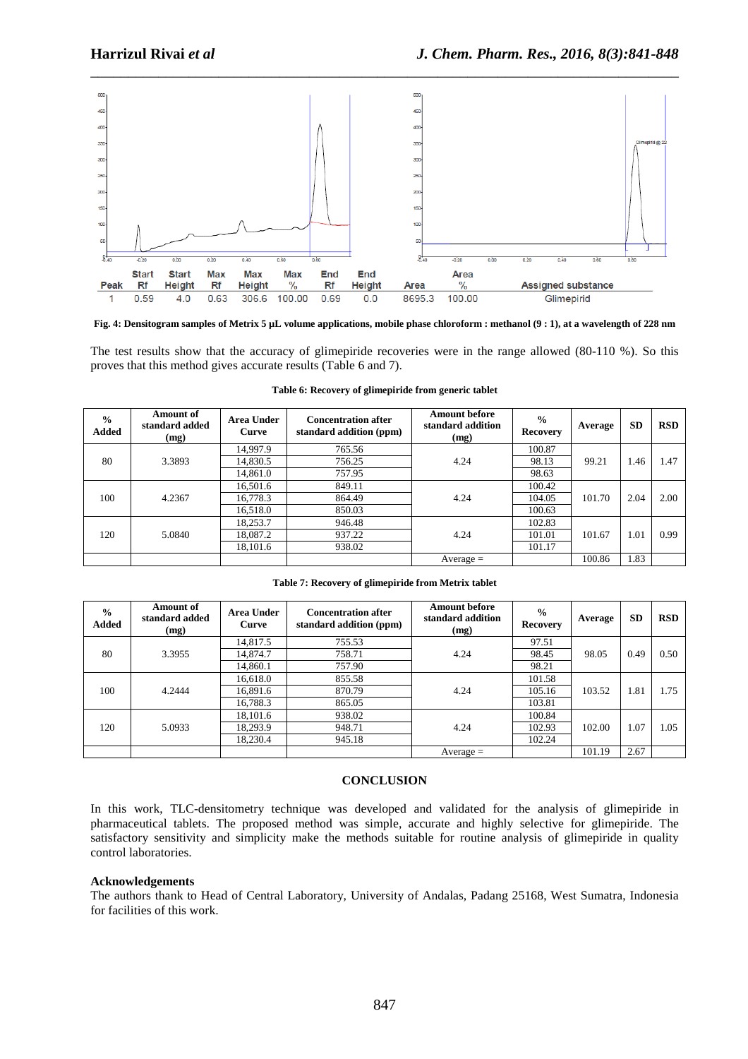| Peak | Start Rf | Start Height | Max Rf | Max Height | Max % | End Rf | End Height | Area | Area % | Assigned substance |
|---|---|---|---|---|---|---|---|---|---|---|
| 1 | 0.59 | 4.0 | 0.63 | 306.6 | 100.00 | 0.69 | 0.0 | 8695.3 | 100.00 | Glimepirid |

**Fig. 4: Densitogram samples of Metrix 5 µL volume applications, mobile phase chloroform : methanol (9 : 1), at a wavelength of 228 nm**

The test results show that the accuracy of glimepiride recoveries were in the range allowed (80-110 %). So this proves that this method gives accurate results (Table 6 and 7).

**Table 6: Recovery of glimepiride from generic tablet**

| % Added | Amount of standard added (mg) | Area Under Curve | Concentration after standard addition (ppm) | Amount before standard addition (mg) | % Recovery | Average | SD | RSD |
|---|---|---|---|---|---|---|---|---|
| 80 | 3.3893 | 14,997.9 | 765.56 | 4.24 | 100.87 | 99.21 | 1.46 | 1.47 |
| | | 14,830.5 | 756.25 | | 98.13 | | | |
| | | 14,861.0 | 757.95 | | 98.63 | | | |
| 100 | 4.2367 | 16,501.6 | 849.11 | 4.24 | 100.42 | 101.70 | 2.04 | 2.00 |
| | | 16,778.3 | 864.49 | | 104.05 | | | |
| | | 16,518.0 | 850.03 | | 100.63 | | | |
| 120 | 5.0840 | 18,253.7 | 946.48 | 4.24 | 102.83 | 101.67 | 1.01 | 0.99 |
| | | 18,087.2 | 937.22 | | 101.01 | | | |
| | | 18,101.6 | 938.02 | | 101.17 | | | |
| | | | | Average = | | 100.86 | 1.83 | |

**Table 7: Recovery of glimepiride from Metrix tablet**

| % Added | Amount of standard added (mg) | Area Under Curve | Concentration after standard addition (ppm) | Amount before standard addition (mg) | % Recovery | Average | SD | RSD |
|---|---|---|---|---|---|---|---|---|
| 80 | 3.3955 | 14,817.5 | 755.53 | 4.24 | 97.51 | 98.05 | 0.49 | 0.50 |
| | | 14,874.7 | 758.71 | | 98.45 | | | |
| | | 14,860.1 | 757.90 | | 98.21 | | | |
| 100 | 4.2444 | 16,618.0 | 855.58 | 4.24 | 101.58 | 103.52 | 1.81 | 1.75 |
| | | 16,891.6 | 870.79 | | 105.16 | | | |
| | | 16,788.3 | 865.05 | | 103.81 | | | |
| 120 | 5.0933 | 18,101.6 | 938.02 | 4.24 | 100.84 | 102.00 | 1.07 | 1.05 |
| | | 18,293.9 | 948.71 | | 102.93 | | | |
| | | 18,230.4 | 945.18 | | 102.24 | | | |
| | | | | Average = | | 101.19 | 2.67 | |

## CONCLUSION

In this work, TLC-densitometry technique was developed and validated for the analysis of glimepiride in pharmaceutical tablets. The proposed method was simple, accurate and highly selective for glimepiride. The satisfactory sensitivity and simplicity make the methods suitable for routine analysis of glimepiride in quality control laboratories.

### Acknowledgements

The authors thank to Head of Central Laboratory, University of Andalas, Padang 25168, West Sumatra, Indonesia for facilities of this work.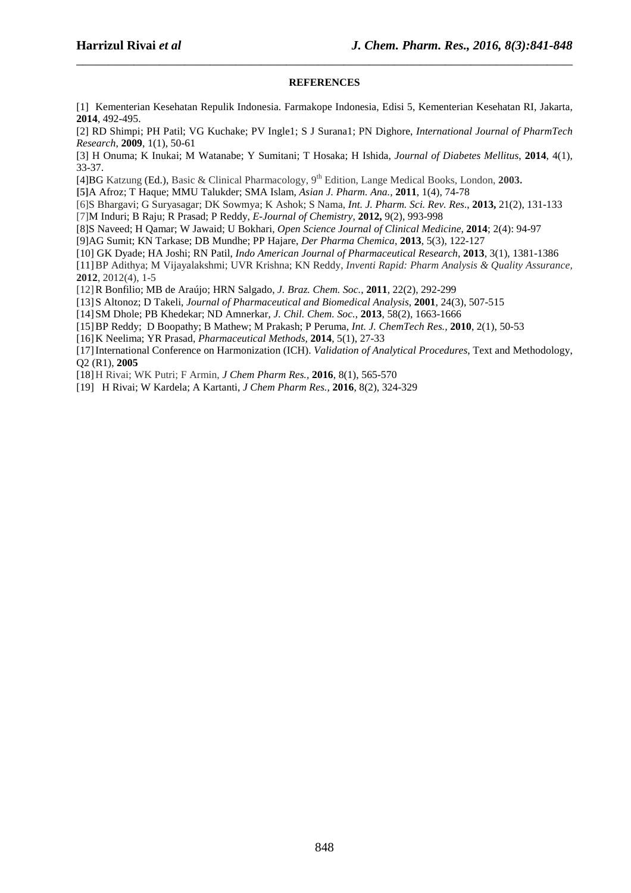**REFERENCES**

[1] Kementerian Kesehatan Repulik Indonesia. Farmakope Indonesia, Edisi 5, Kementerian Kesehatan RI, Jakarta, **2014**, 492-495.

[2] RD Shimpi; PH Patil; VG Kuchake; PV Ingle1; S J Surana1; PN Dighore, *International Journal of PharmTech Research*, **2009**, 1(1), 50-61

[3] H Onuma; K Inukai; M Watanabe; Y Sumitani; T Hosaka; H Ishida, *Journal of Diabetes Mellitus*, **2014**, 4(1), 33-37.

[4]BG Katzung (Ed.), Basic & Clinical Pharmacology, 9th Edition, Lange Medical Books, London, **2003.**

**[5]**A Afroz; T Haque; MMU Talukder; SMA Islam, *Asian J. Pharm. Ana.*, **2011**, 1(4), 74-78

[6]S Bhargavi; G Suryasagar; DK Sowmya; K Ashok; S Nama, *Int. J. Pharm. Sci. Rev. Res.*, **2013,** 21(2), 131-133

[7]M Induri; B Raju; R Prasad; P Reddy, *E-Journal of Chemistry*, **2012,** 9(2), 993-998

[8]S Naveed; H Qamar; W Jawaid; U Bokhari, *Open Science Journal of Clinical Medicine*, **2014**; 2(4): 94-97

[9]AG Sumit; KN Tarkase; DB Mundhe; PP Hajare, *Der Pharma Chemica*, **2013**, 5(3), 122-127

[10] GK Dyade; HA Joshi; RN Patil, *Indo American Journal of Pharmaceutical Research*, **2013**, 3(1), 1381-1386

[11]BP Adithya; M Vijayalakshmi; UVR Krishna; KN Reddy, *Inventi Rapid: Pharm Analysis & Quality Assurance*, **2012**, 2012(4), 1-5

[12]R Bonfilio; MB de Araújo; HRN Salgado, *J. Braz. Chem. Soc.*, **2011**, 22(2), 292-299

[13]S Altonoz; D Takeli, *Journal of Pharmaceutical and Biomedical Analysis*, **2001**, 24(3), 507-515

[14]SM Dhole; PB Khedekar; ND Amnerkar, *J. Chil. Chem. Soc.*, **2013**, 58(2), 1663-1666

[15]BP Reddy; D Boopathy; B Mathew; M Prakash; P Peruma, *Int. J. ChemTech Res.*, **2010**, 2(1), 50-53

[16]K Neelima; YR Prasad, *Pharmaceutical Methods*, **2014**, 5(1), 27-33

[17]International Conference on Harmonization (ICH). *Validation of Analytical Procedures*, Text and Methodology, Q2 (R1), **2005**

[18]H Rivai; WK Putri; F Armin, *J Chem Pharm Res.*, **2016**, 8(1), 565-570

[19] H Rivai; W Kardela; A Kartanti, *J Chem Pharm Res.*, **2016**, 8(2), 324-329